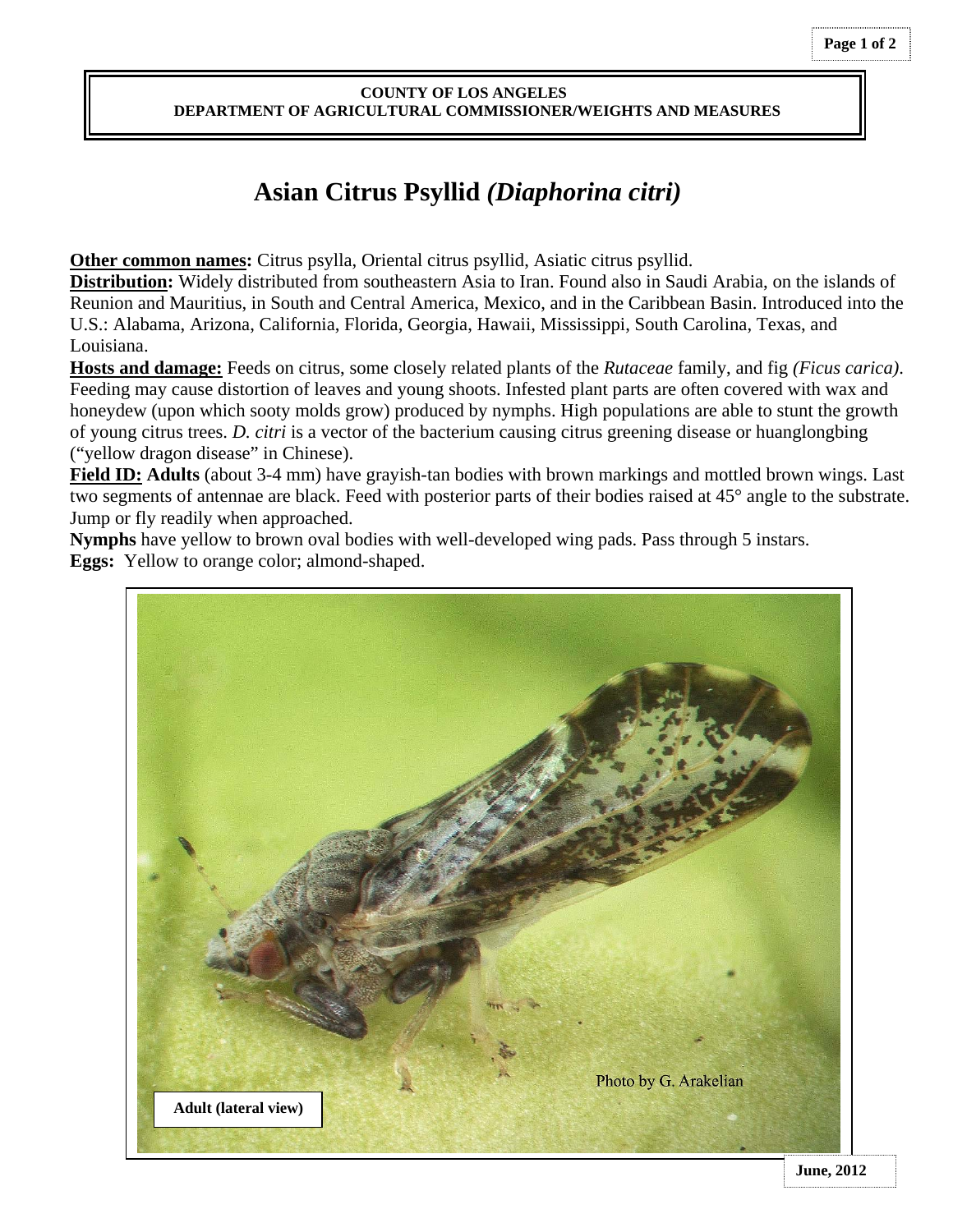**COUNTY OF LOS ANGELES**
**DEPARTMENT OF AGRICULTURAL COMMISSIONER/WEIGHTS AND MEASURES**

# Asian Citrus Psyllid *(Diaphorina citri)*

**Other common names:** Citrus psylla, Oriental citrus psyllid, Asiatic citrus psyllid.

**Distribution:** Widely distributed from southeastern Asia to Iran. Found also in Saudi Arabia, on the islands of Reunion and Mauritius, in South and Central America, Mexico, and in the Caribbean Basin. Introduced into the U.S.: Alabama, Arizona, California, Florida, Georgia, Hawaii, Mississippi, South Carolina, Texas, and Louisiana.

**Hosts and damage:** Feeds on citrus, some closely related plants of the *Rutaceae* family, and fig *(Ficus carica)*. Feeding may cause distortion of leaves and young shoots. Infested plant parts are often covered with wax and honeydew (upon which sooty molds grow) produced by nymphs. High populations are able to stunt the growth of young citrus trees. *D. citri* is a vector of the bacterium causing citrus greening disease or huanglongbing ("yellow dragon disease" in Chinese).

**Field ID: Adults** (about 3-4 mm) have grayish-tan bodies with brown markings and mottled brown wings. Last two segments of antennae are black. Feed with posterior parts of their bodies raised at 45° angle to the substrate. Jump or fly readily when approached.

**Nymphs** have yellow to brown oval bodies with well-developed wing pads. Pass through 5 instars.

**Eggs:** Yellow to orange color; almond-shaped.

Photo by G. Arakelian

**Adult (lateral view)**

**June, 2012**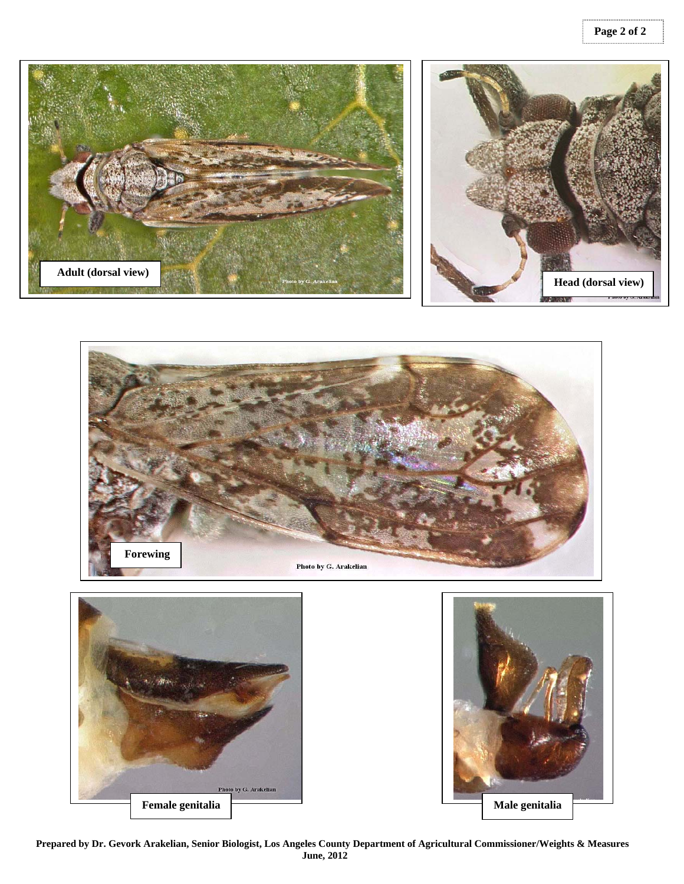Adult (dorsal view)

Photo by G. Arakelian

Head (dorsal view)

Photo by G. Arakelian

Forewing

Photo by G. Arakelian

Female genitalia

Photo by G. Arakelian

Male genitalia

**Prepared by Dr. Gevork Arakelian, Senior Biologist, Los Angeles County Department of Agricultural Commissioner/Weights & Measures**
**June, 2012**